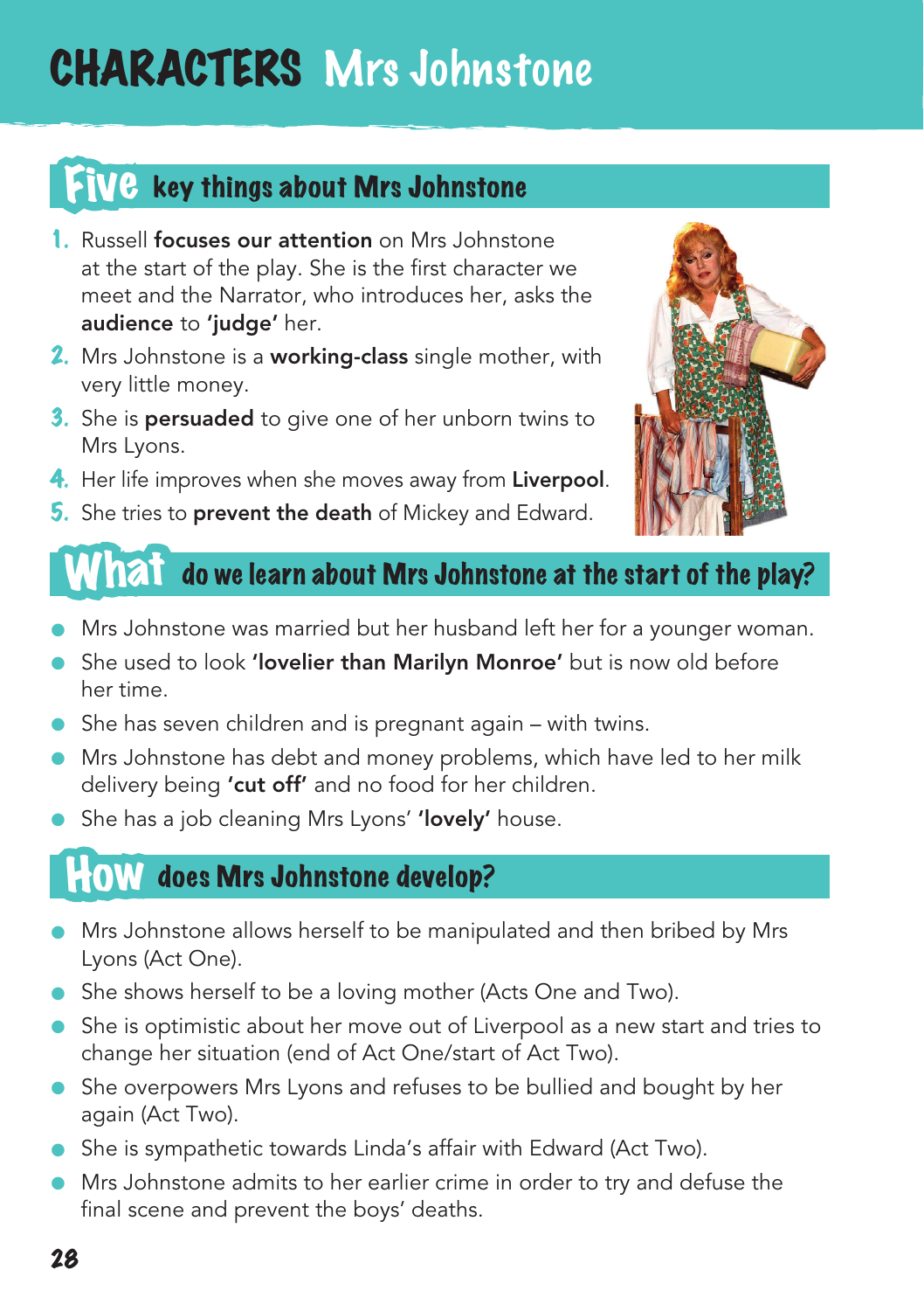# CHARACTERS Mrs Johnstone

## Five key things about Mrs Johnstone

1. Russell **focuses our attention** on Mrs Johnstone at the start of the play. She is the first character we meet and the Narrator, who introduces her, asks the **audience** to **'judge'** her.
2. Mrs Johnstone is a **working-class** single mother, with very little money.
3. She is **persuaded** to give one of her unborn twins to Mrs Lyons.
4. Her life improves when she moves away from **Liverpool**.
5. She tries to **prevent the death** of Mickey and Edward.

## What do we learn about Mrs Johnstone at the start of the play?

- Mrs Johnstone was married but her husband left her for a younger woman.
- She used to look **'lovelier than Marilyn Monroe'** but is now old before her time.
- She has seven children and is pregnant again – with twins.
- Mrs Johnstone has debt and money problems, which have led to her milk delivery being **'cut off'** and no food for her children.
- She has a job cleaning Mrs Lyons' **'lovely'** house.

## How does Mrs Johnstone develop?

- Mrs Johnstone allows herself to be manipulated and then bribed by Mrs Lyons (Act One).
- She shows herself to be a loving mother (Acts One and Two).
- She is optimistic about her move out of Liverpool as a new start and tries to change her situation (end of Act One/start of Act Two).
- She overpowers Mrs Lyons and refuses to be bullied and bought by her again (Act Two).
- She is sympathetic towards Linda's affair with Edward (Act Two).
- Mrs Johnstone admits to her earlier crime in order to try and defuse the final scene and prevent the boys' deaths.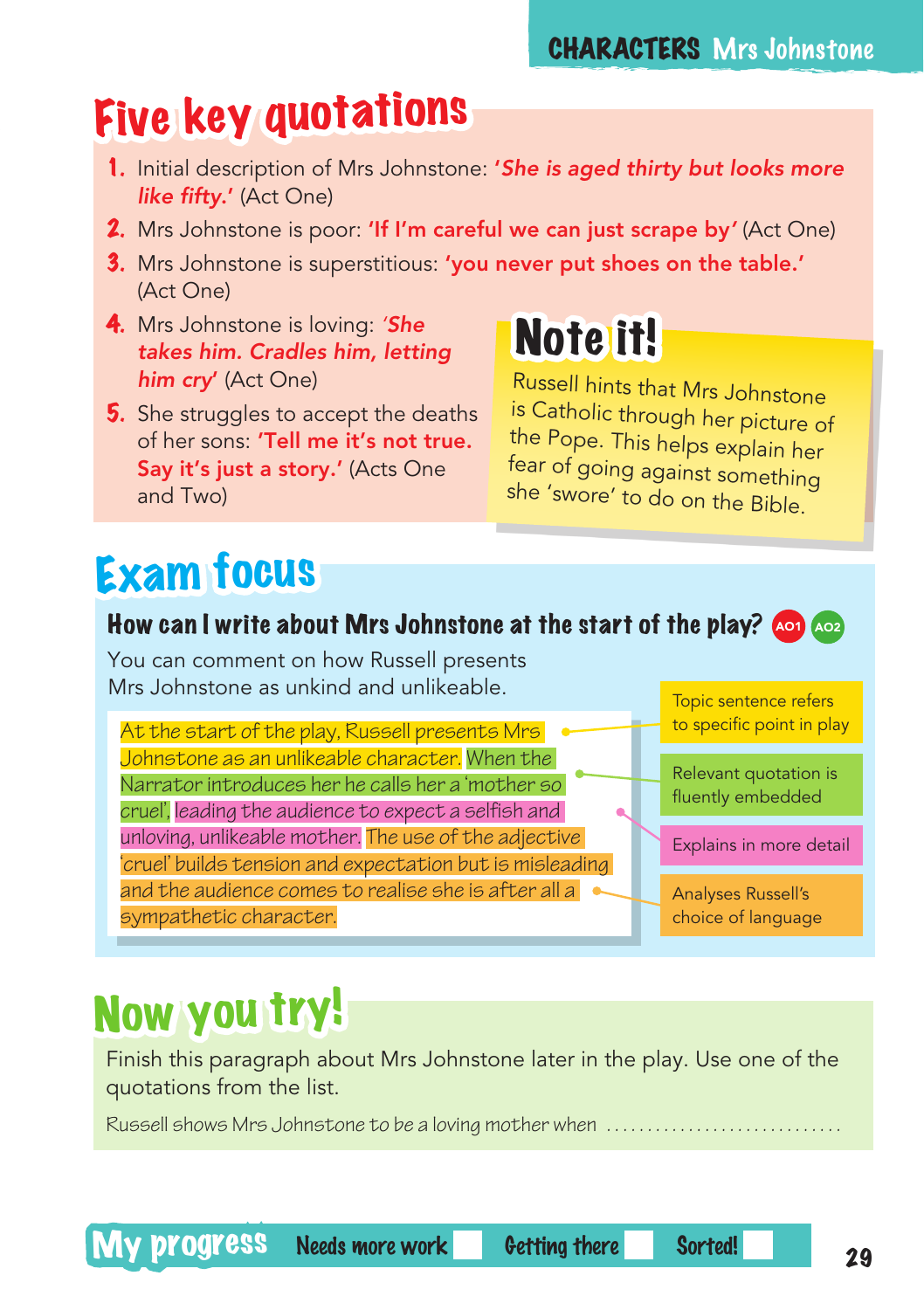# Five key quotations

1. Initial description of Mrs Johnstone: ***'She is aged thirty but looks more like fifty.'*** (Act One)
2. Mrs Johnstone is poor: **'If I'm careful we can just scrape by'** (Act One)
3. Mrs Johnstone is superstitious: **'you never put shoes on the table.'** (Act One)
4. Mrs Johnstone is loving: ***'She takes him. Cradles him, letting him cry'*** (Act One)
5. She struggles to accept the deaths of her sons: **'Tell me it's not true. Say it's just a story.'** (Acts One and Two)

## Note it!

Russell hints that Mrs Johnstone is Catholic through her picture of the Pope. This helps explain her fear of going against something she 'swore' to do on the Bible.

# Exam focus

### How can I write about Mrs Johnstone at the start of the play? AO1 AO2

You can comment on how Russell presents Mrs Johnstone as unkind and unlikeable.

At the start of the play, Russell presents Mrs Johnstone as an unlikeable character. When the Narrator introduces her he calls her a 'mother so cruel', leading the audience to expect a selfish and unloving, unlikeable mother. The use of the adjective 'cruel' builds tension and expectation but is misleading and the audience comes to realise she is after all a sympathetic character.

- Topic sentence refers to specific point in play
- Relevant quotation is fluently embedded
- Explains in more detail
- Analyses Russell's choice of language

# Now you try!

Finish this paragraph about Mrs Johnstone later in the play. Use one of the quotations from the list.

Russell shows Mrs Johnstone to be a loving mother when ............................

**My progress** Needs more work ☐ Getting there ☐ Sorted! ☐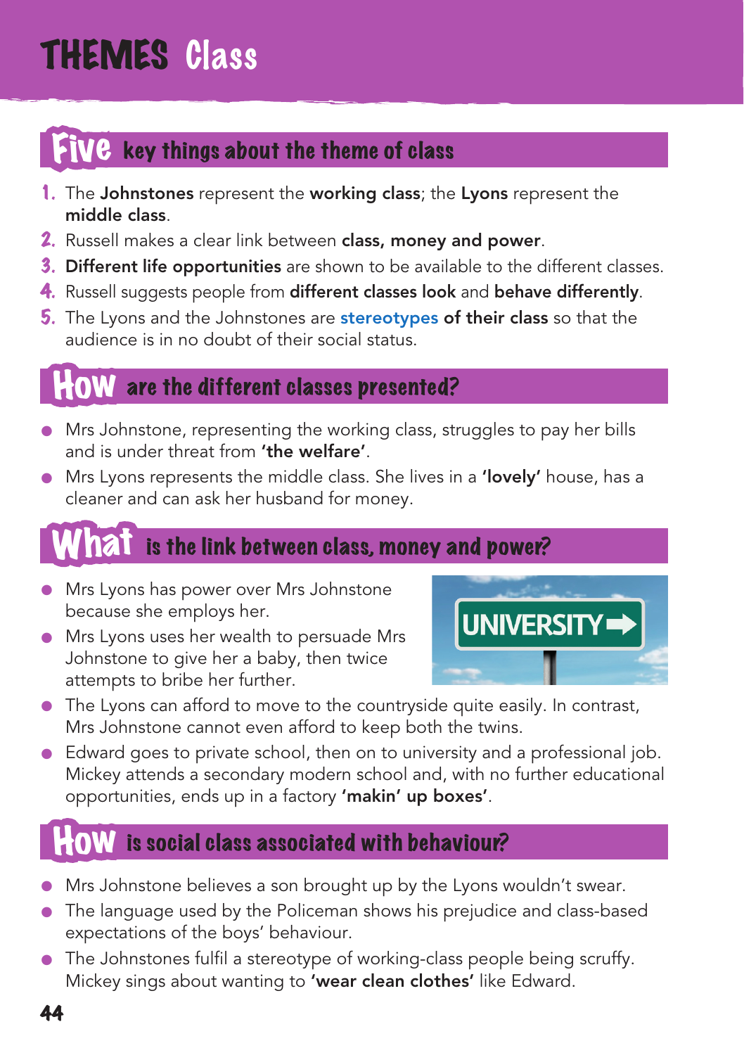# THEMES Class

## Five key things about the theme of class

1. The **Johnstones** represent the **working class**; the **Lyons** represent the **middle class**.
2. Russell makes a clear link between **class, money and power**.
3. **Different life opportunities** are shown to be available to the different classes.
4. Russell suggests people from **different classes look** and **behave differently**.
5. The Lyons and the Johnstones are **stereotypes of their class** so that the audience is in no doubt of their social status.

## How are the different classes presented?

- Mrs Johnstone, representing the working class, struggles to pay her bills and is under threat from **'the welfare'**.
- Mrs Lyons represents the middle class. She lives in a **'lovely'** house, has a cleaner and can ask her husband for money.

## What is the link between class, money and power?

- Mrs Lyons has power over Mrs Johnstone because she employs her.
- Mrs Lyons uses her wealth to persuade Mrs Johnstone to give her a baby, then twice attempts to bribe her further.
- The Lyons can afford to move to the countryside quite easily. In contrast, Mrs Johnstone cannot even afford to keep both the twins.
- Edward goes to private school, then on to university and a professional job. Mickey attends a secondary modern school and, with no further educational opportunities, ends up in a factory **'makin' up boxes'**.

## How is social class associated with behaviour?

- Mrs Johnstone believes a son brought up by the Lyons wouldn't swear.
- The language used by the Policeman shows his prejudice and class-based expectations of the boys' behaviour.
- The Johnstones fulfil a stereotype of working-class people being scruffy. Mickey sings about wanting to **'wear clean clothes'** like Edward.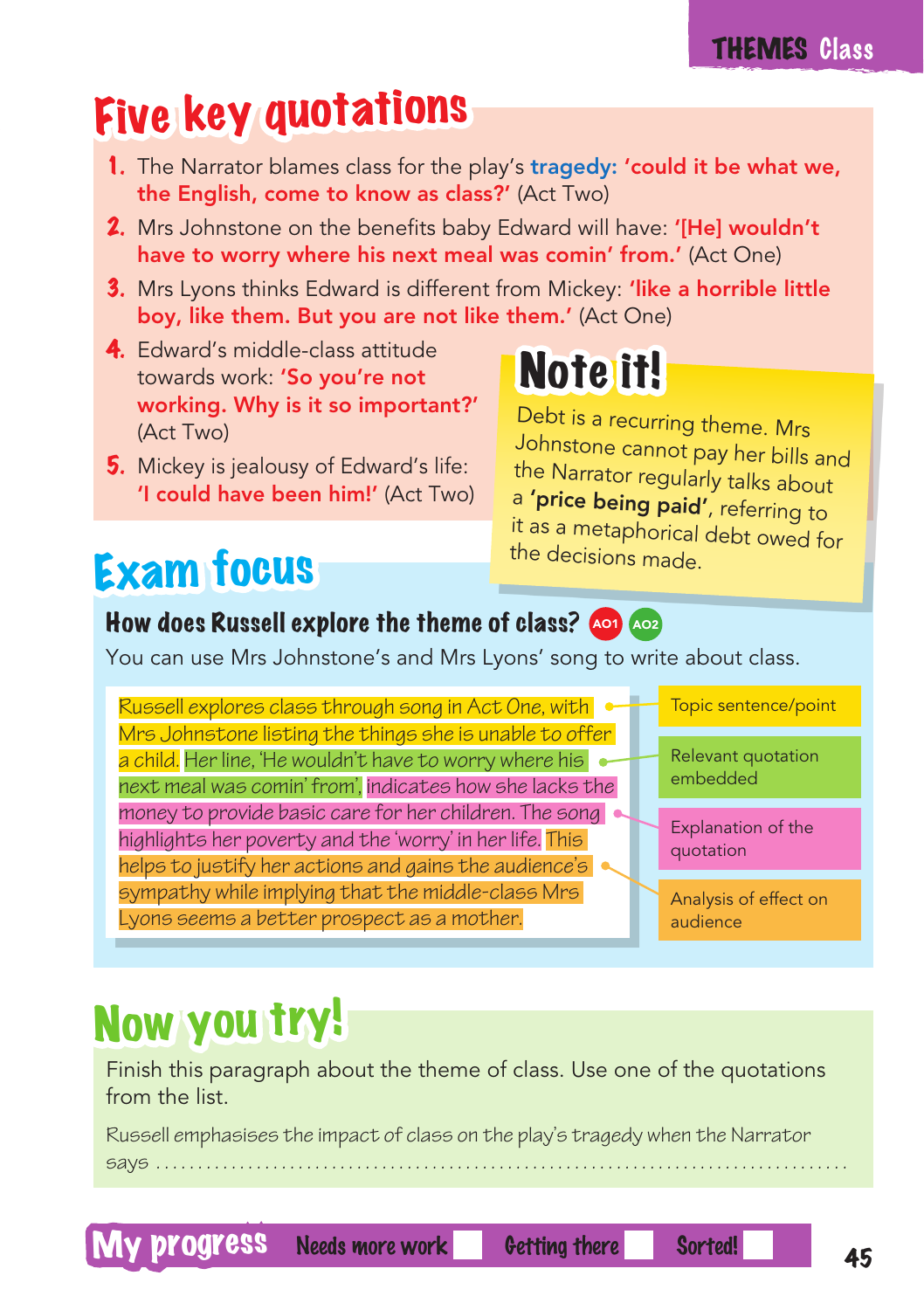# Five key quotations

1. The Narrator blames class for the play's **tragedy**: **'could it be what we, the English, come to know as class?'** (Act Two)
2. Mrs Johnstone on the benefits baby Edward will have: **'[He] wouldn't have to worry where his next meal was comin' from.'** (Act One)
3. Mrs Lyons thinks Edward is different from Mickey: **'like a horrible little boy, like them. But you are not like them.'** (Act One)
4. Edward's middle-class attitude towards work: **'So you're not working. Why is it so important?'** (Act Two)
5. Mickey is jealous of Edward's life: **'I could have been him!'** (Act Two)

## Note it!

Debt is a recurring theme. Mrs Johnstone cannot pay her bills and the Narrator regularly talks about a **'price being paid'**, referring to it as a metaphorical debt owed for the decisions made.

# Exam focus

### How does Russell explore the theme of class? AO1 AO2

You can use Mrs Johnstone's and Mrs Lyons' song to write about class.

Russell explores class through song in Act One, with Mrs Johnstone listing the things she is unable to offer a child. Her line, 'He wouldn't have to worry where his next meal was comin' from', indicates how she lacks the money to provide basic care for her children. The song highlights her poverty and the 'worry' in her life. This helps to justify her actions and gains the audience's sympathy while implying that the middle-class Mrs Lyons seems a better prospect as a mother.

- Topic sentence/point
- Relevant quotation embedded
- Explanation of the quotation
- Analysis of effect on audience

# Now you try!

Finish this paragraph about the theme of class. Use one of the quotations from the list.

Russell emphasises the impact of class on the play's tragedy when the Narrator says ..........................................................................................

**My progress** Needs more work ☐ Getting there ☐ Sorted! ☐